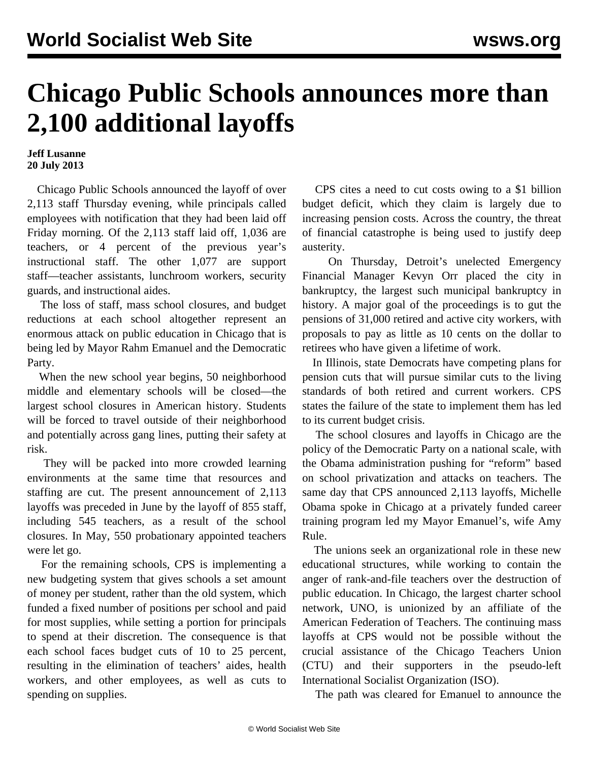# Chicago Public Schools announces more than 2,100 additional layoffs

**Jeff Lusanne**
**20 July 2013**

Chicago Public Schools announced the layoff of over 2,113 staff Thursday evening, while principals called employees with notification that they had been laid off Friday morning. Of the 2,113 staff laid off, 1,036 are teachers, or 4 percent of the previous year's instructional staff. The other 1,077 are support staff—teacher assistants, lunchroom workers, security guards, and instructional aides.

The loss of staff, mass school closures, and budget reductions at each school altogether represent an enormous attack on public education in Chicago that is being led by Mayor Rahm Emanuel and the Democratic Party.

When the new school year begins, 50 neighborhood middle and elementary schools will be closed—the largest school closures in American history. Students will be forced to travel outside of their neighborhood and potentially across gang lines, putting their safety at risk.

They will be packed into more crowded learning environments at the same time that resources and staffing are cut. The present announcement of 2,113 layoffs was preceded in June by the layoff of 855 staff, including 545 teachers, as a result of the school closures. In May, 550 probationary appointed teachers were let go.

For the remaining schools, CPS is implementing a new budgeting system that gives schools a set amount of money per student, rather than the old system, which funded a fixed number of positions per school and paid for most supplies, while setting a portion for principals to spend at their discretion. The consequence is that each school faces budget cuts of 10 to 25 percent, resulting in the elimination of teachers' aides, health workers, and other employees, as well as cuts to spending on supplies.

CPS cites a need to cut costs owing to a $1 billion budget deficit, which they claim is largely due to increasing pension costs. Across the country, the threat of financial catastrophe is being used to justify deep austerity.

On Thursday, Detroit's unelected Emergency Financial Manager Kevyn Orr placed the city in bankruptcy, the largest such municipal bankruptcy in history. A major goal of the proceedings is to gut the pensions of 31,000 retired and active city workers, with proposals to pay as little as 10 cents on the dollar to retirees who have given a lifetime of work.

In Illinois, state Democrats have competing plans for pension cuts that will pursue similar cuts to the living standards of both retired and current workers. CPS states the failure of the state to implement them has led to its current budget crisis.

The school closures and layoffs in Chicago are the policy of the Democratic Party on a national scale, with the Obama administration pushing for "reform" based on school privatization and attacks on teachers. The same day that CPS announced 2,113 layoffs, Michelle Obama spoke in Chicago at a privately funded career training program led my Mayor Emanuel's, wife Amy Rule.

The unions seek an organizational role in these new educational structures, while working to contain the anger of rank-and-file teachers over the destruction of public education. In Chicago, the largest charter school network, UNO, is unionized by an affiliate of the American Federation of Teachers. The continuing mass layoffs at CPS would not be possible without the crucial assistance of the Chicago Teachers Union (CTU) and their supporters in the pseudo-left International Socialist Organization (ISO).

The path was cleared for Emanuel to announce the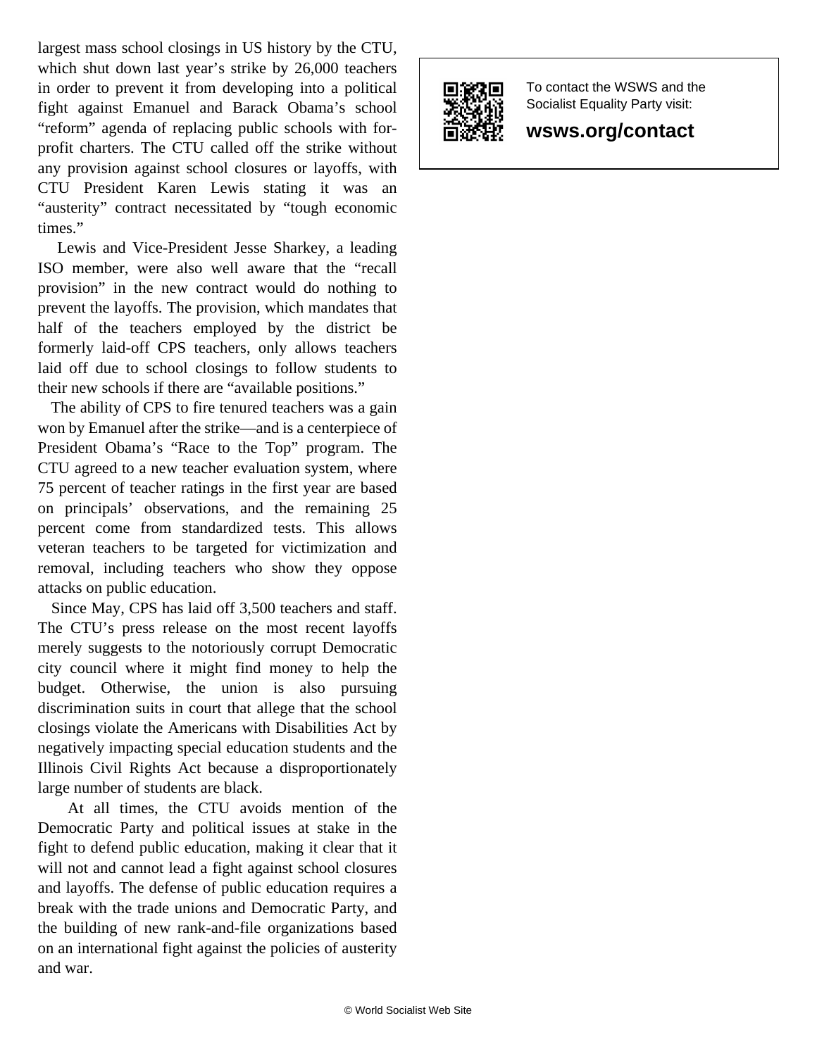largest mass school closings in US history by the CTU, which shut down last year's strike by 26,000 teachers in order to prevent it from developing into a political fight against Emanuel and Barack Obama's school "reform" agenda of replacing public schools with for-profit charters. The CTU called off the strike without any provision against school closures or layoffs, with CTU President Karen Lewis stating it was an "austerity" contract necessitated by "tough economic times."

Lewis and Vice-President Jesse Sharkey, a leading ISO member, were also well aware that the "recall provision" in the new contract would do nothing to prevent the layoffs. The provision, which mandates that half of the teachers employed by the district be formerly laid-off CPS teachers, only allows teachers laid off due to school closings to follow students to their new schools if there are "available positions."

The ability of CPS to fire tenured teachers was a gain won by Emanuel after the strike—and is a centerpiece of President Obama's "Race to the Top" program. The CTU agreed to a new teacher evaluation system, where 75 percent of teacher ratings in the first year are based on principals' observations, and the remaining 25 percent come from standardized tests. This allows veteran teachers to be targeted for victimization and removal, including teachers who show they oppose attacks on public education.

Since May, CPS has laid off 3,500 teachers and staff. The CTU's press release on the most recent layoffs merely suggests to the notoriously corrupt Democratic city council where it might find money to help the budget. Otherwise, the union is also pursuing discrimination suits in court that allege that the school closings violate the Americans with Disabilities Act by negatively impacting special education students and the Illinois Civil Rights Act because a disproportionately large number of students are black.

At all times, the CTU avoids mention of the Democratic Party and political issues at stake in the fight to defend public education, making it clear that it will not and cannot lead a fight against school closures and layoffs. The defense of public education requires a break with the trade unions and Democratic Party, and the building of new rank-and-file organizations based on an international fight against the policies of austerity and war.

To contact the WSWS and the Socialist Equality Party visit:

**wsws.org/contact**